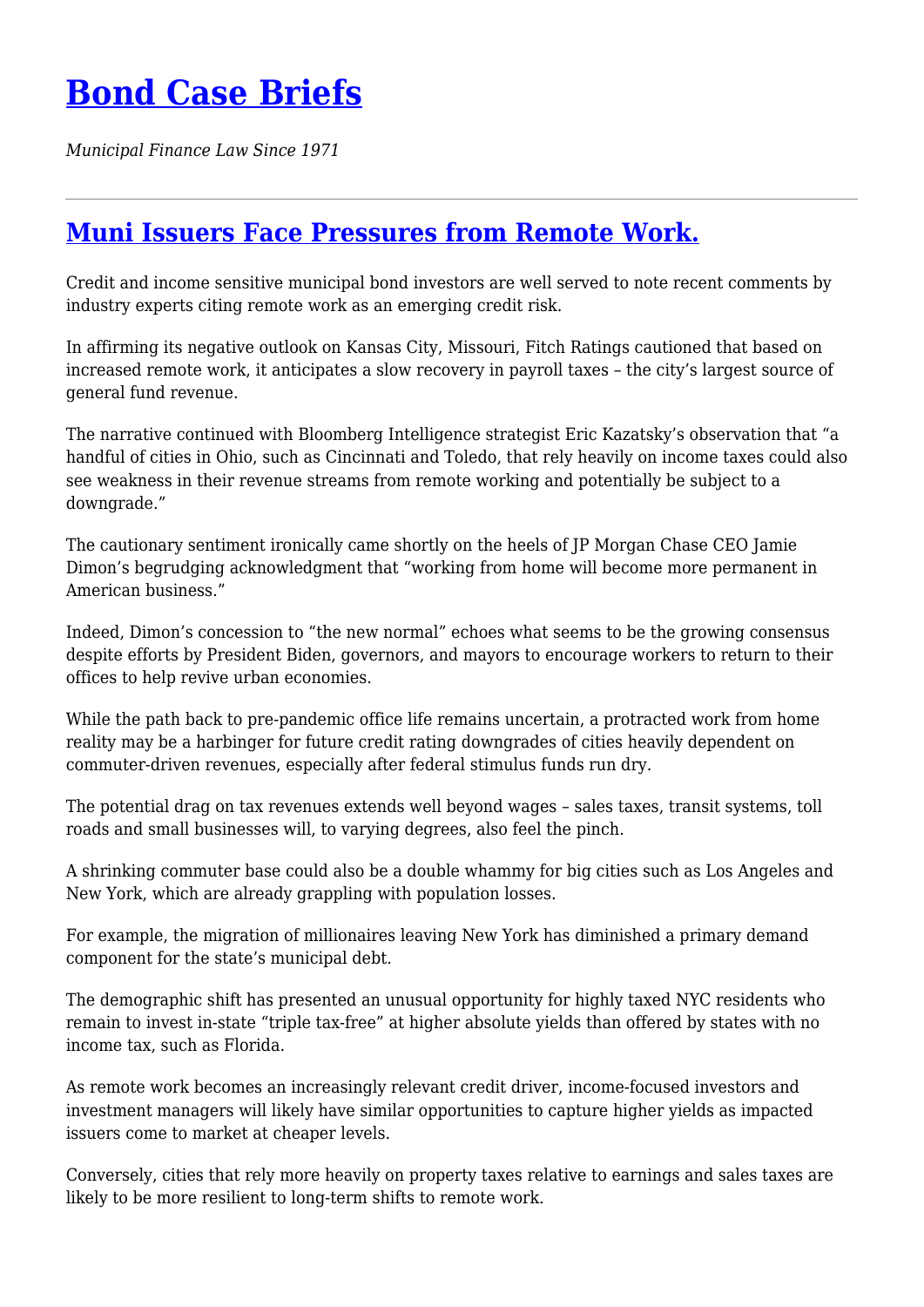# Bond Case Briefs

*Municipal Finance Law Since 1971*

---

## Muni Issuers Face Pressures from Remote Work.

Credit and income sensitive municipal bond investors are well served to note recent comments by industry experts citing remote work as an emerging credit risk.

In affirming its negative outlook on Kansas City, Missouri, Fitch Ratings cautioned that based on increased remote work, it anticipates a slow recovery in payroll taxes – the city's largest source of general fund revenue.

The narrative continued with Bloomberg Intelligence strategist Eric Kazatsky's observation that "a handful of cities in Ohio, such as Cincinnati and Toledo, that rely heavily on income taxes could also see weakness in their revenue streams from remote working and potentially be subject to a downgrade."

The cautionary sentiment ironically came shortly on the heels of JP Morgan Chase CEO Jamie Dimon's begrudging acknowledgment that "working from home will become more permanent in American business."

Indeed, Dimon's concession to "the new normal" echoes what seems to be the growing consensus despite efforts by President Biden, governors, and mayors to encourage workers to return to their offices to help revive urban economies.

While the path back to pre-pandemic office life remains uncertain, a protracted work from home reality may be a harbinger for future credit rating downgrades of cities heavily dependent on commuter-driven revenues, especially after federal stimulus funds run dry.

The potential drag on tax revenues extends well beyond wages – sales taxes, transit systems, toll roads and small businesses will, to varying degrees, also feel the pinch.

A shrinking commuter base could also be a double whammy for big cities such as Los Angeles and New York, which are already grappling with population losses.

For example, the migration of millionaires leaving New York has diminished a primary demand component for the state's municipal debt.

The demographic shift has presented an unusual opportunity for highly taxed NYC residents who remain to invest in-state "triple tax-free" at higher absolute yields than offered by states with no income tax, such as Florida.

As remote work becomes an increasingly relevant credit driver, income-focused investors and investment managers will likely have similar opportunities to capture higher yields as impacted issuers come to market at cheaper levels.

Conversely, cities that rely more heavily on property taxes relative to earnings and sales taxes are likely to be more resilient to long-term shifts to remote work.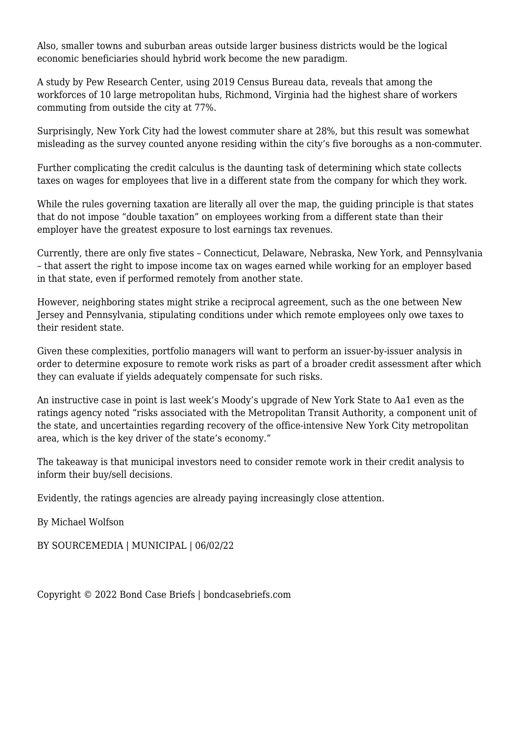Also, smaller towns and suburban areas outside larger business districts would be the logical economic beneficiaries should hybrid work become the new paradigm.

A study by Pew Research Center, using 2019 Census Bureau data, reveals that among the workforces of 10 large metropolitan hubs, Richmond, Virginia had the highest share of workers commuting from outside the city at 77%.

Surprisingly, New York City had the lowest commuter share at 28%, but this result was somewhat misleading as the survey counted anyone residing within the city's five boroughs as a non-commuter.

Further complicating the credit calculus is the daunting task of determining which state collects taxes on wages for employees that live in a different state from the company for which they work.

While the rules governing taxation are literally all over the map, the guiding principle is that states that do not impose "double taxation" on employees working from a different state than their employer have the greatest exposure to lost earnings tax revenues.

Currently, there are only five states – Connecticut, Delaware, Nebraska, New York, and Pennsylvania – that assert the right to impose income tax on wages earned while working for an employer based in that state, even if performed remotely from another state.

However, neighboring states might strike a reciprocal agreement, such as the one between New Jersey and Pennsylvania, stipulating conditions under which remote employees only owe taxes to their resident state.

Given these complexities, portfolio managers will want to perform an issuer-by-issuer analysis in order to determine exposure to remote work risks as part of a broader credit assessment after which they can evaluate if yields adequately compensate for such risks.

An instructive case in point is last week's Moody's upgrade of New York State to Aa1 even as the ratings agency noted "risks associated with the Metropolitan Transit Authority, a component unit of the state, and uncertainties regarding recovery of the office-intensive New York City metropolitan area, which is the key driver of the state's economy."

The takeaway is that municipal investors need to consider remote work in their credit analysis to inform their buy/sell decisions.

Evidently, the ratings agencies are already paying increasingly close attention.

By Michael Wolfson

BY SOURCEMEDIA | MUNICIPAL | 06/02/22

Copyright © 2022 Bond Case Briefs | bondcasebriefs.com